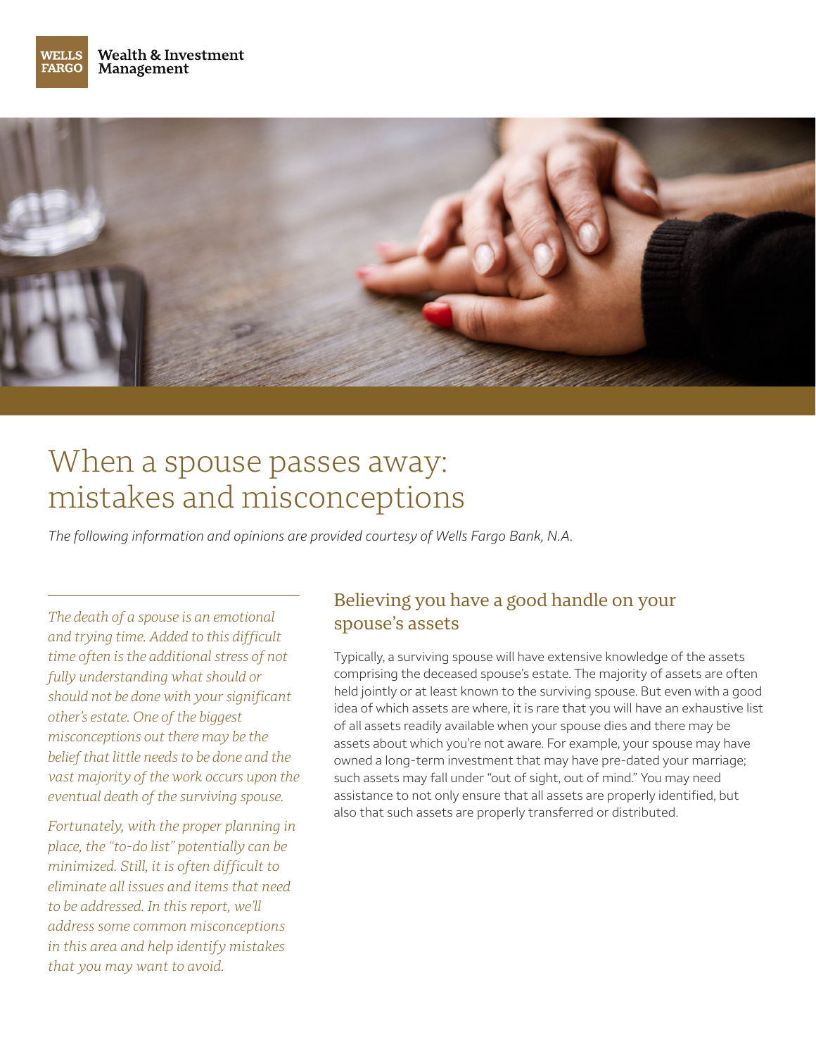Wells Fargo Wealth & Investment Management

# When a spouse passes away: mistakes and misconceptions

*The following information and opinions are provided courtesy of Wells Fargo Bank, N.A.*

*The death of a spouse is an emotional and trying time. Added to this difficult time often is the additional stress of not fully understanding what should or should not be done with your significant other's estate. One of the biggest misconceptions out there may be the belief that little needs to be done and the vast majority of the work occurs upon the eventual death of the surviving spouse.*

*Fortunately, with the proper planning in place, the "to-do list" potentially can be minimized. Still, it is often difficult to eliminate all issues and items that need to be addressed. In this report, we'll address some common misconceptions in this area and help identify mistakes that you may want to avoid.*

## Believing you have a good handle on your spouse's assets

Typically, a surviving spouse will have extensive knowledge of the assets comprising the deceased spouse's estate. The majority of assets are often held jointly or at least known to the surviving spouse. But even with a good idea of which assets are where, it is rare that you will have an exhaustive list of all assets readily available when your spouse dies and there may be assets about which you're not aware. For example, your spouse may have owned a long-term investment that may have pre-dated your marriage; such assets may fall under "out of sight, out of mind." You may need assistance to not only ensure that all assets are properly identified, but also that such assets are properly transferred or distributed.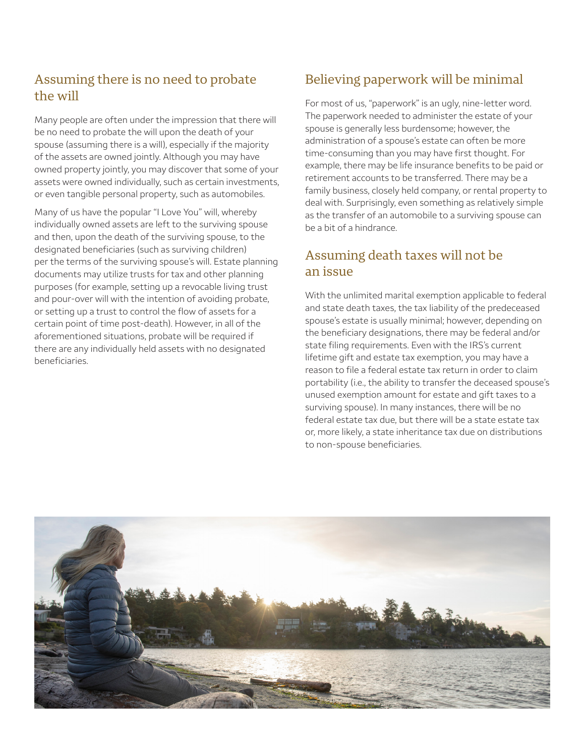## Assuming there is no need to probate the will

Many people are often under the impression that there will be no need to probate the will upon the death of your spouse (assuming there is a will), especially if the majority of the assets are owned jointly. Although you may have owned property jointly, you may discover that some of your assets were owned individually, such as certain investments, or even tangible personal property, such as automobiles.

Many of us have the popular "I Love You" will, whereby individually owned assets are left to the surviving spouse and then, upon the death of the surviving spouse, to the designated beneficiaries (such as surviving children) per the terms of the surviving spouse's will. Estate planning documents may utilize trusts for tax and other planning purposes (for example, setting up a revocable living trust and pour-over will with the intention of avoiding probate, or setting up a trust to control the flow of assets for a certain point of time post-death). However, in all of the aforementioned situations, probate will be required if there are any individually held assets with no designated beneficiaries.

## Believing paperwork will be minimal

For most of us, "paperwork" is an ugly, nine-letter word. The paperwork needed to administer the estate of your spouse is generally less burdensome; however, the administration of a spouse's estate can often be more time-consuming than you may have first thought. For example, there may be life insurance benefits to be paid or retirement accounts to be transferred. There may be a family business, closely held company, or rental property to deal with. Surprisingly, even something as relatively simple as the transfer of an automobile to a surviving spouse can be a bit of a hindrance.

## Assuming death taxes will not be an issue

With the unlimited marital exemption applicable to federal and state death taxes, the tax liability of the predeceased spouse's estate is usually minimal; however, depending on the beneficiary designations, there may be federal and/or state filing requirements. Even with the IRS's current lifetime gift and estate tax exemption, you may have a reason to file a federal estate tax return in order to claim portability (i.e., the ability to transfer the deceased spouse's unused exemption amount for estate and gift taxes to a surviving spouse). In many instances, there will be no federal estate tax due, but there will be a state estate tax or, more likely, a state inheritance tax due on distributions to non-spouse beneficiaries.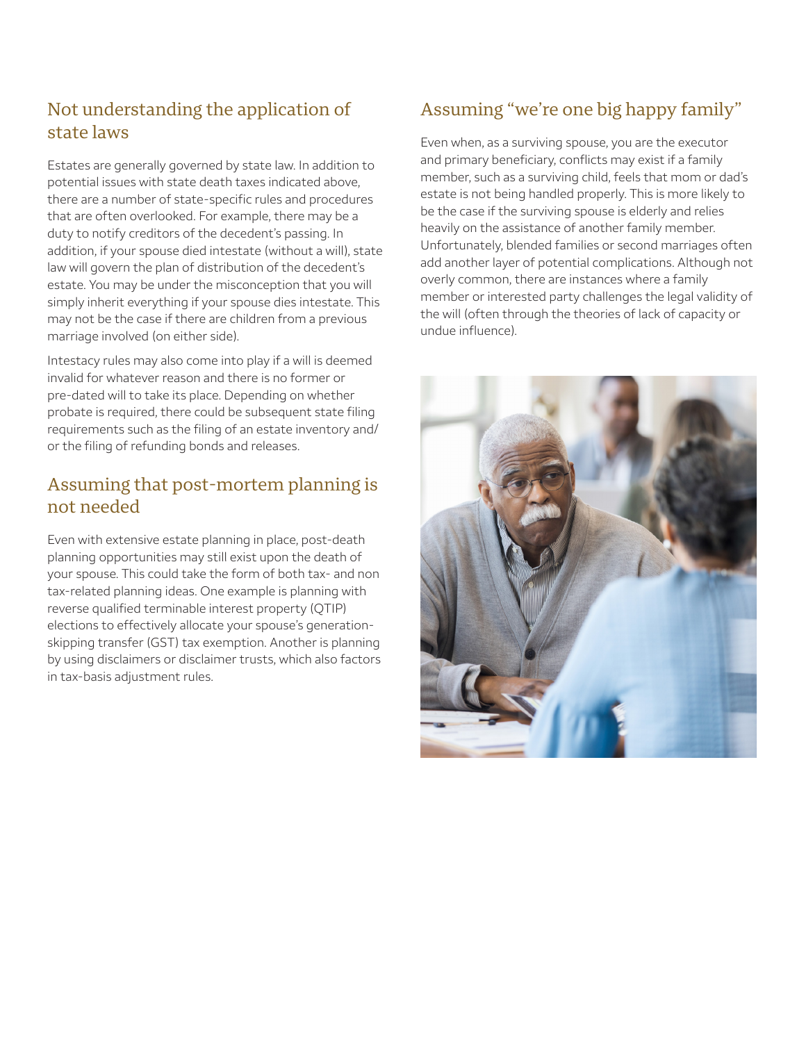## Not understanding the application of state laws

Estates are generally governed by state law. In addition to potential issues with state death taxes indicated above, there are a number of state-specific rules and procedures that are often overlooked. For example, there may be a duty to notify creditors of the decedent's passing. In addition, if your spouse died intestate (without a will), state law will govern the plan of distribution of the decedent's estate. You may be under the misconception that you will simply inherit everything if your spouse dies intestate. This may not be the case if there are children from a previous marriage involved (on either side).

Intestacy rules may also come into play if a will is deemed invalid for whatever reason and there is no former or pre-dated will to take its place. Depending on whether probate is required, there could be subsequent state filing requirements such as the filing of an estate inventory and/or the filing of refunding bonds and releases.

## Assuming that post-mortem planning is not needed

Even with extensive estate planning in place, post-death planning opportunities may still exist upon the death of your spouse. This could take the form of both tax- and non tax-related planning ideas. One example is planning with reverse qualified terminable interest property (QTIP) elections to effectively allocate your spouse's generation-skipping transfer (GST) tax exemption. Another is planning by using disclaimers or disclaimer trusts, which also factors in tax-basis adjustment rules.

## Assuming "we're one big happy family"

Even when, as a surviving spouse, you are the executor and primary beneficiary, conflicts may exist if a family member, such as a surviving child, feels that mom or dad's estate is not being handled properly. This is more likely to be the case if the surviving spouse is elderly and relies heavily on the assistance of another family member. Unfortunately, blended families or second marriages often add another layer of potential complications. Although not overly common, there are instances where a family member or interested party challenges the legal validity of the will (often through the theories of lack of capacity or undue influence).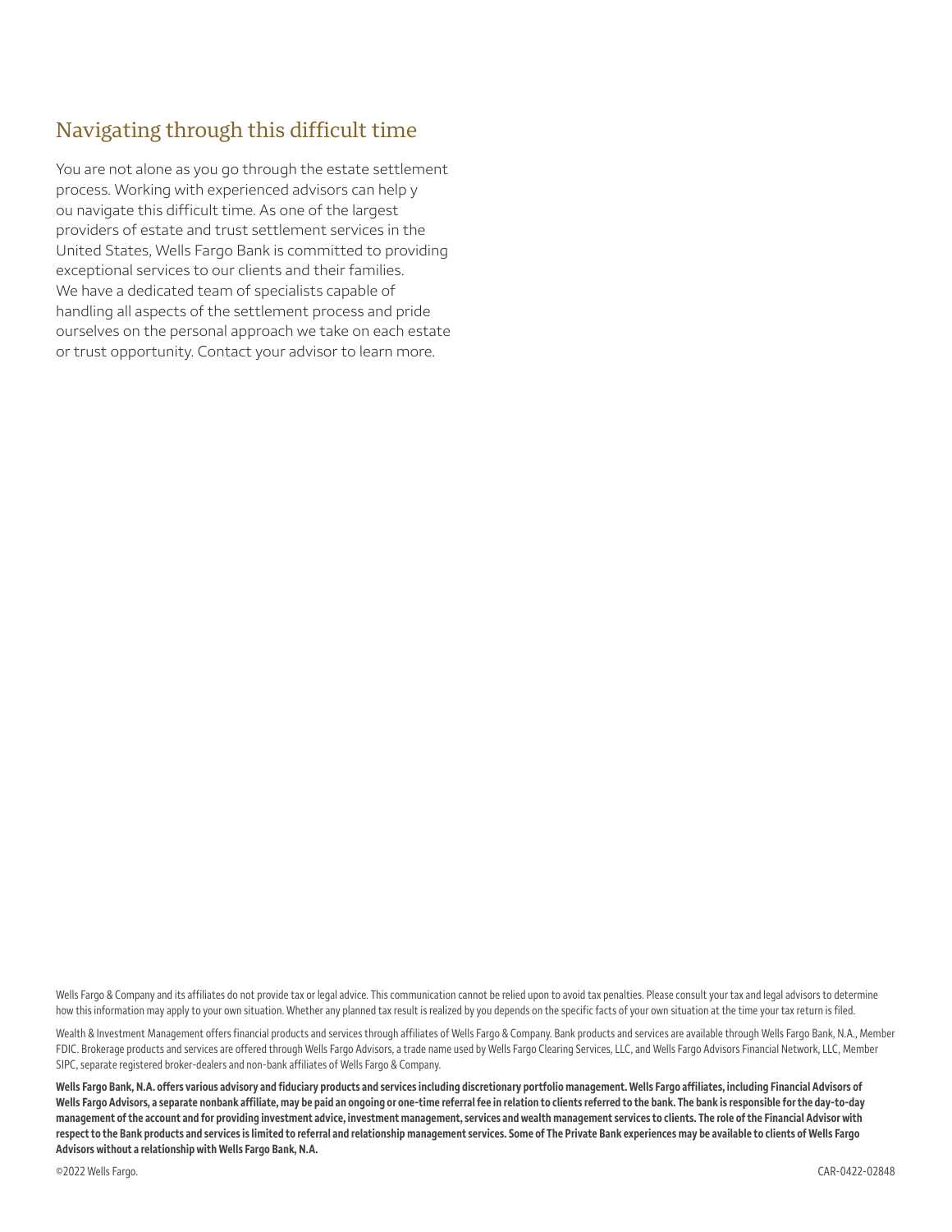## Navigating through this difficult time

You are not alone as you go through the estate settlement process. Working with experienced advisors can help y ou navigate this difficult time. As one of the largest providers of estate and trust settlement services in the United States, Wells Fargo Bank is committed to providing exceptional services to our clients and their families. We have a dedicated team of specialists capable of handling all aspects of the settlement process and pride ourselves on the personal approach we take on each estate or trust opportunity. Contact your advisor to learn more.

Wells Fargo & Company and its affiliates do not provide tax or legal advice. This communication cannot be relied upon to avoid tax penalties. Please consult your tax and legal advisors to determine how this information may apply to your own situation. Whether any planned tax result is realized by you depends on the specific facts of your own situation at the time your tax return is filed.

Wealth & Investment Management offers financial products and services through affiliates of Wells Fargo & Company. Bank products and services are available through Wells Fargo Bank, N.A., Member FDIC. Brokerage products and services are offered through Wells Fargo Advisors, a trade name used by Wells Fargo Clearing Services, LLC, and Wells Fargo Advisors Financial Network, LLC, Member SIPC, separate registered broker-dealers and non-bank affiliates of Wells Fargo & Company.

**Wells Fargo Bank, N.A. offers various advisory and fiduciary products and services including discretionary portfolio management. Wells Fargo affiliates, including Financial Advisors of Wells Fargo Advisors, a separate nonbank affiliate, may be paid an ongoing or one-time referral fee in relation to clients referred to the bank. The bank is responsible for the day-to-day management of the account and for providing investment advice, investment management, services and wealth management services to clients. The role of the Financial Advisor with respect to the Bank products and services is limited to referral and relationship management services. Some of The Private Bank experiences may be available to clients of Wells Fargo Advisors without a relationship with Wells Fargo Bank, N.A.**

©2022 Wells Fargo.

CAR-0422-02848